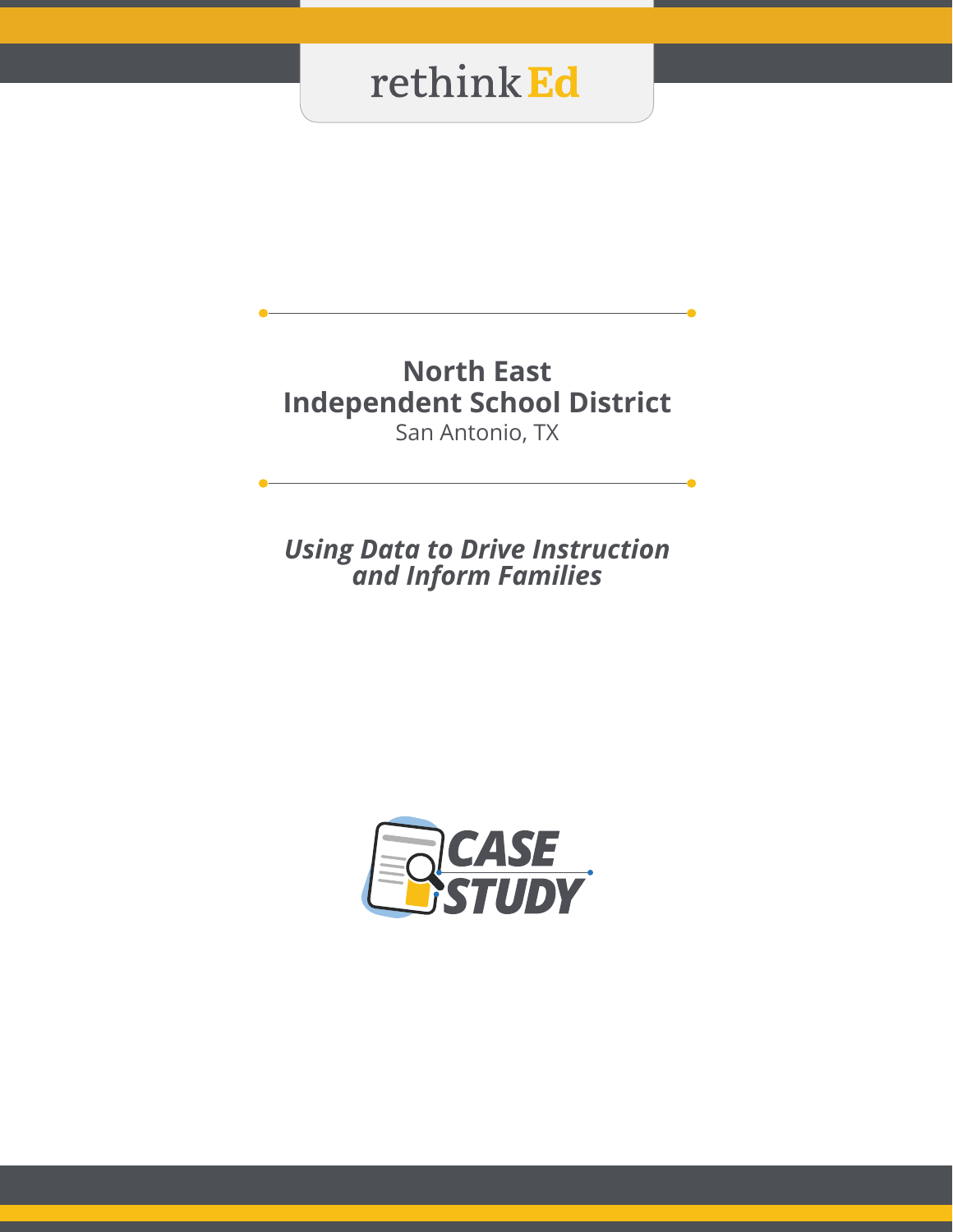rethink Ed

# North East Independent School District

San Antonio, TX

## *Using Data to Drive Instruction and Inform Families*

CASE STUDY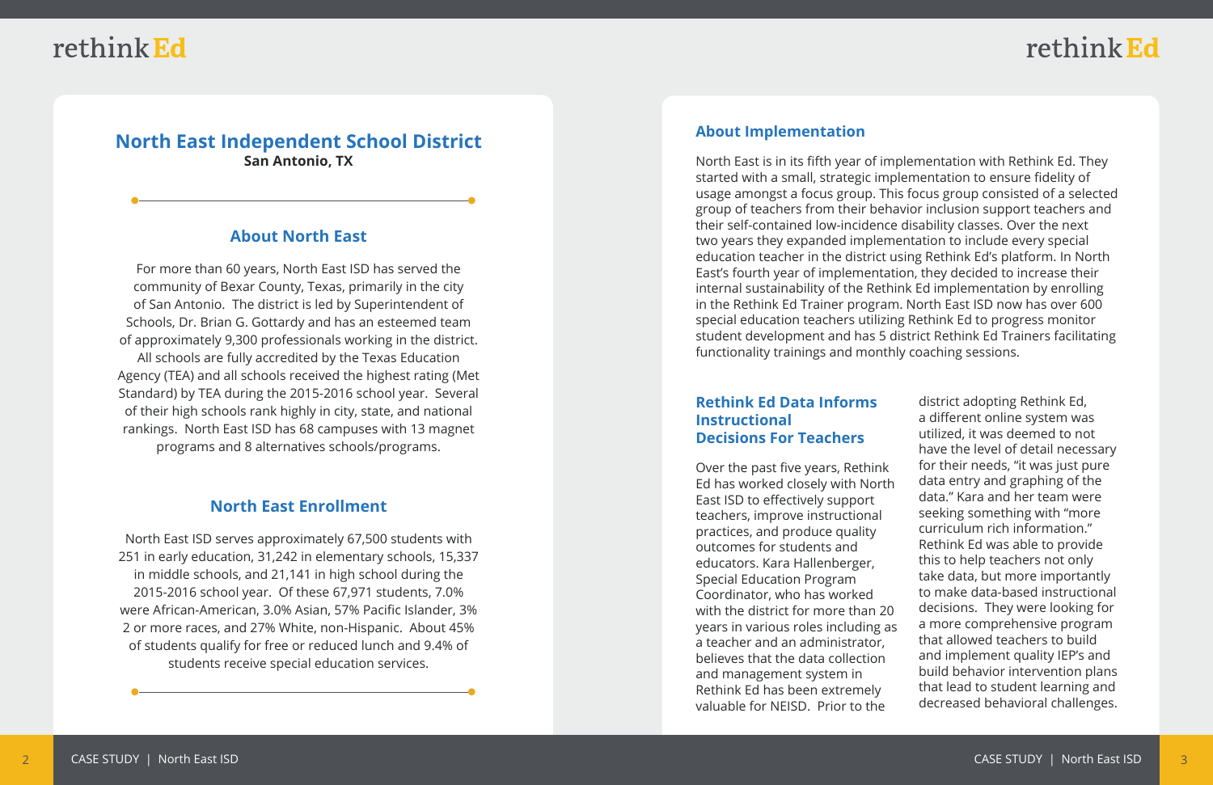# North East Independent School District

**San Antonio, TX**

## About North East

For more than 60 years, North East ISD has served the community of Bexar County, Texas, primarily in the city of San Antonio. The district is led by Superintendent of Schools, Dr. Brian G. Gottardy and has an esteemed team of approximately 9,300 professionals working in the district. All schools are fully accredited by the Texas Education Agency (TEA) and all schools received the highest rating (Met Standard) by TEA during the 2015-2016 school year. Several of their high schools rank highly in city, state, and national rankings. North East ISD has 68 campuses with 13 magnet programs and 8 alternatives schools/programs.

## North East Enrollment

North East ISD serves approximately 67,500 students with 251 in early education, 31,242 in elementary schools, 15,337 in middle schools, and 21,141 in high school during the 2015-2016 school year. Of these 67,971 students, 7.0% were African-American, 3.0% Asian, 57% Pacific Islander, 3% 2 or more races, and 27% White, non-Hispanic. About 45% of students qualify for free or reduced lunch and 9.4% of students receive special education services.

## About Implementation

North East is in its fifth year of implementation with Rethink Ed. They started with a small, strategic implementation to ensure fidelity of usage amongst a focus group. This focus group consisted of a selected group of teachers from their behavior inclusion support teachers and their self-contained low-incidence disability classes. Over the next two years they expanded implementation to include every special education teacher in the district using Rethink Ed's platform. In North East's fourth year of implementation, they decided to increase their internal sustainability of the Rethink Ed implementation by enrolling in the Rethink Ed Trainer program. North East ISD now has over 600 special education teachers utilizing Rethink Ed to progress monitor student development and has 5 district Rethink Ed Trainers facilitating functionality trainings and monthly coaching sessions.

## Rethink Ed Data Informs Instructional Decisions For Teachers

Over the past five years, Rethink Ed has worked closely with North East ISD to effectively support teachers, improve instructional practices, and produce quality outcomes for students and educators. Kara Hallenberger, Special Education Program Coordinator, who has worked with the district for more than 20 years in various roles including as a teacher and an administrator, believes that the data collection and management system in Rethink Ed has been extremely valuable for NEISD. Prior to the district adopting Rethink Ed, a different online system was utilized, it was deemed to not have the level of detail necessary for their needs, "it was just pure data entry and graphing of the data." Kara and her team were seeking something with "more curriculum rich information." Rethink Ed was able to provide this to help teachers not only take data, but more importantly to make data-based instructional decisions. They were looking for a more comprehensive program that allowed teachers to build and implement quality IEP's and build behavior intervention plans that lead to student learning and decreased behavioral challenges.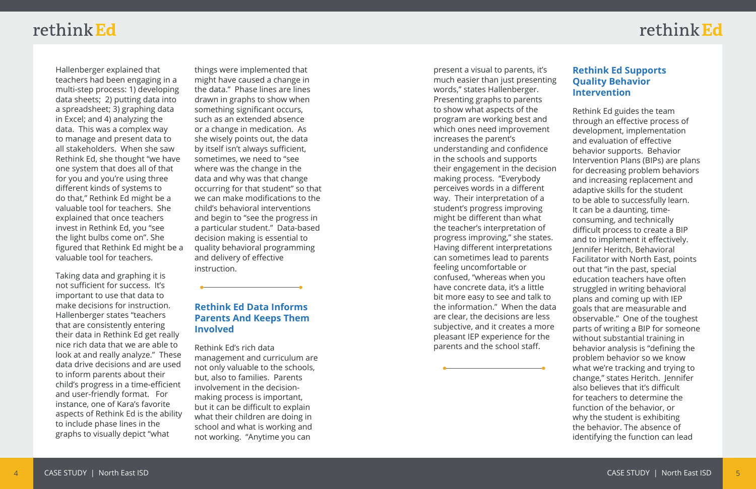Hallenberger explained that teachers had been engaging in a multi-step process: 1) developing data sheets; 2) putting data into a spreadsheet; 3) graphing data in Excel; and 4) analyzing the data. This was a complex way to manage and present data to all stakeholders. When she saw Rethink Ed, she thought "we have one system that does all of that for you and you're using three different kinds of systems to do that," Rethink Ed might be a valuable tool for teachers. She explained that once teachers invest in Rethink Ed, you "see the light bulbs come on". She figured that Rethink Ed might be a valuable tool for teachers.

Taking data and graphing it is not sufficient for success. It's important to use that data to make decisions for instruction. Hallenberger states "teachers that are consistently entering their data in Rethink Ed get really nice rich data that we are able to look at and really analyze." These data drive decisions and are used to inform parents about their child's progress in a time-efficient and user-friendly format. For instance, one of Kara's favorite aspects of Rethink Ed is the ability to include phase lines in the graphs to visually depict "what things were implemented that might have caused a change in the data." Phase lines are lines drawn in graphs to show when something significant occurs, such as an extended absence or a change in medication. As she wisely points out, the data by itself isn't always sufficient, sometimes, we need to "see where was the change in the data and why was that change occurring for that student" so that we can make modifications to the child's behavioral interventions and begin to "see the progress in a particular student." Data-based decision making is essential to quality behavioral programming and delivery of effective instruction.

## Rethink Ed Data Informs Parents And Keeps Them Involved

Rethink Ed's rich data management and curriculum are not only valuable to the schools, but, also to families. Parents involvement in the decision-making process is important, but it can be difficult to explain what their children are doing in school and what is working and not working. "Anytime you can present a visual to parents, it's much easier than just presenting words," states Hallenberger. Presenting graphs to parents to show what aspects of the program are working best and which ones need improvement increases the parent's understanding and confidence in the schools and supports their engagement in the decision making process. "Everybody perceives words in a different way. Their interpretation of a student's progress improving might be different than what the teacher's interpretation of progress improving," she states. Having different interpretations can sometimes lead to parents feeling uncomfortable or confused, "whereas when you have concrete data, it's a little bit more easy to see and talk to the information." When the data are clear, the decisions are less subjective, and it creates a more pleasant IEP experience for the parents and the school staff.

## Rethink Ed Supports Quality Behavior Intervention

Rethink Ed guides the team through an effective process of development, implementation and evaluation of effective behavior supports. Behavior Intervention Plans (BIPs) are plans for decreasing problem behaviors and increasing replacement and adaptive skills for the student to be able to successfully learn. It can be a daunting, time-consuming, and technically difficult process to create a BIP and to implement it effectively. Jennifer Heritch, Behavioral Facilitator with North East, points out that "in the past, special education teachers have often struggled in writing behavioral plans and coming up with IEP goals that are measurable and observable." One of the toughest parts of writing a BIP for someone without substantial training in behavior analysis is "defining the problem behavior so we know what we're tracking and trying to change," states Heritch. Jennifer also believes that it's difficult for teachers to determine the function of the behavior, or why the student is exhibiting the behavior. The absence of identifying the function can lead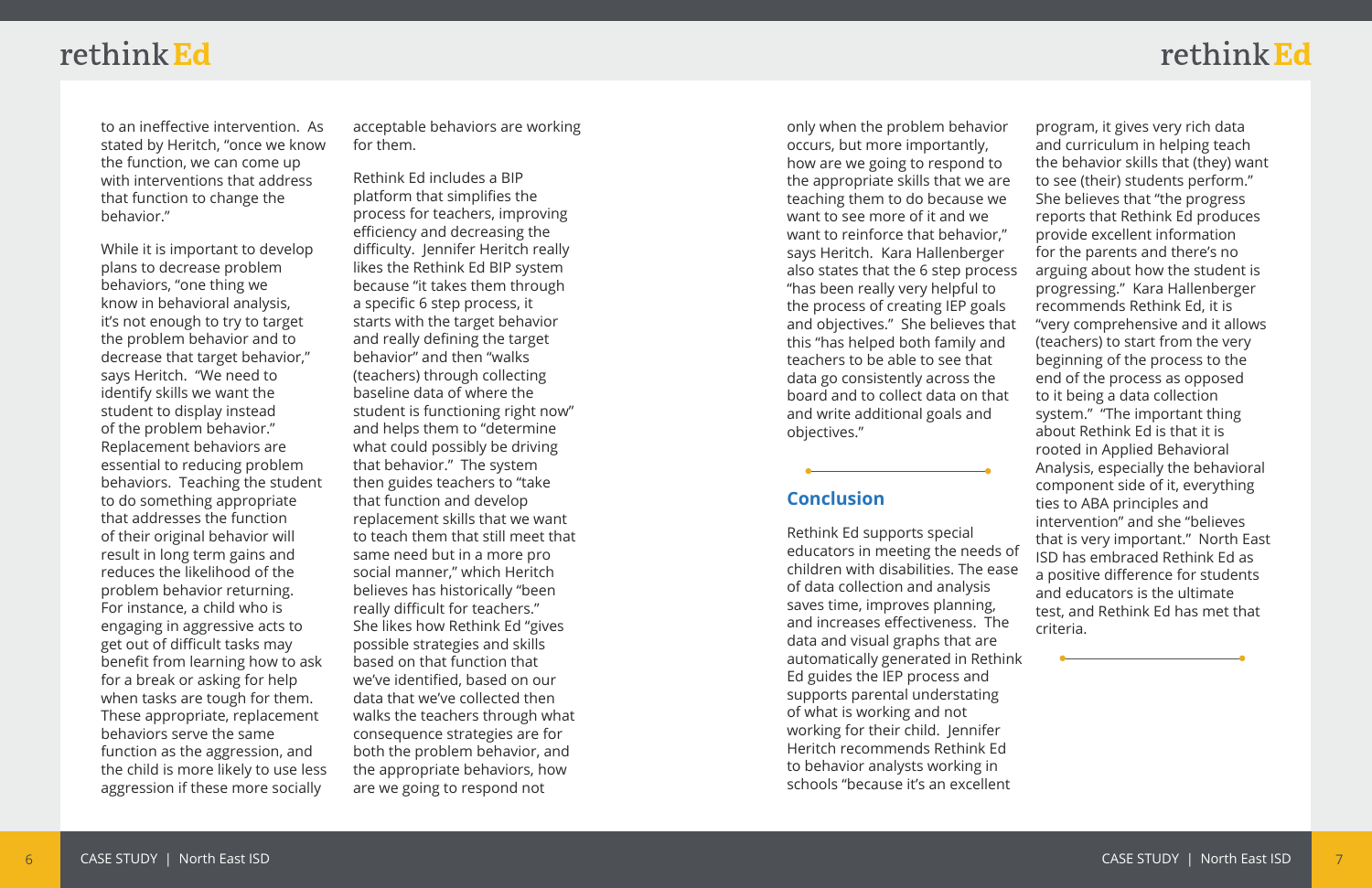to an ineffective intervention. As stated by Heritch, "once we know the function, we can come up with interventions that address that function to change the behavior."

While it is important to develop plans to decrease problem behaviors, "one thing we know in behavioral analysis, it's not enough to try to target the problem behavior and to decrease that target behavior," says Heritch. "We need to identify skills we want the student to display instead of the problem behavior." Replacement behaviors are essential to reducing problem behaviors. Teaching the student to do something appropriate that addresses the function of their original behavior will result in long term gains and reduces the likelihood of the problem behavior returning. For instance, a child who is engaging in aggressive acts to get out of difficult tasks may benefit from learning how to ask for a break or asking for help when tasks are tough for them. These appropriate, replacement behaviors serve the same function as the aggression, and the child is more likely to use less aggression if these more socially acceptable behaviors are working for them.

Rethink Ed includes a BIP platform that simplifies the process for teachers, improving efficiency and decreasing the difficulty. Jennifer Heritch really likes the Rethink Ed BIP system because "it takes them through a specific 6 step process, it starts with the target behavior and really defining the target behavior" and then "walks (teachers) through collecting baseline data of where the student is functioning right now" and helps them to "determine what could possibly be driving that behavior." The system then guides teachers to "take that function and develop replacement skills that we want to teach them that still meet that same need but in a more pro social manner," which Heritch believes has historically "been really difficult for teachers." She likes how Rethink Ed "gives possible strategies and skills based on that function that we've identified, based on our data that we've collected then walks the teachers through what consequence strategies are for both the problem behavior, and the appropriate behaviors, how are we going to respond not only when the problem behavior occurs, but more importantly, how are we going to respond to the appropriate skills that we are teaching them to do because we want to see more of it and we want to reinforce that behavior," says Heritch. Kara Hallenberger also states that the 6 step process "has been really very helpful to the process of creating IEP goals and objectives." She believes that this "has helped both family and teachers to be able to see that data go consistently across the board and to collect data on that and write additional goals and objectives."

## Conclusion

Rethink Ed supports special educators in meeting the needs of children with disabilities. The ease of data collection and analysis saves time, improves planning, and increases effectiveness. The data and visual graphs that are automatically generated in Rethink Ed guides the IEP process and supports parental understating of what is working and not working for their child. Jennifer Heritch recommends Rethink Ed to behavior analysts working in schools "because it's an excellent program, it gives very rich data and curriculum in helping teach the behavior skills that (they) want to see (their) students perform." She believes that "the progress reports that Rethink Ed produces provide excellent information for the parents and there's no arguing about how the student is progressing." Kara Hallenberger recommends Rethink Ed, it is "very comprehensive and it allows (teachers) to start from the very beginning of the process to the end of the process as opposed to it being a data collection system." "The important thing about Rethink Ed is that it is rooted in Applied Behavioral Analysis, especially the behavioral component side of it, everything ties to ABA principles and intervention" and she "believes that is very important." North East ISD has embraced Rethink Ed as a positive difference for students and educators is the ultimate test, and Rethink Ed has met that criteria.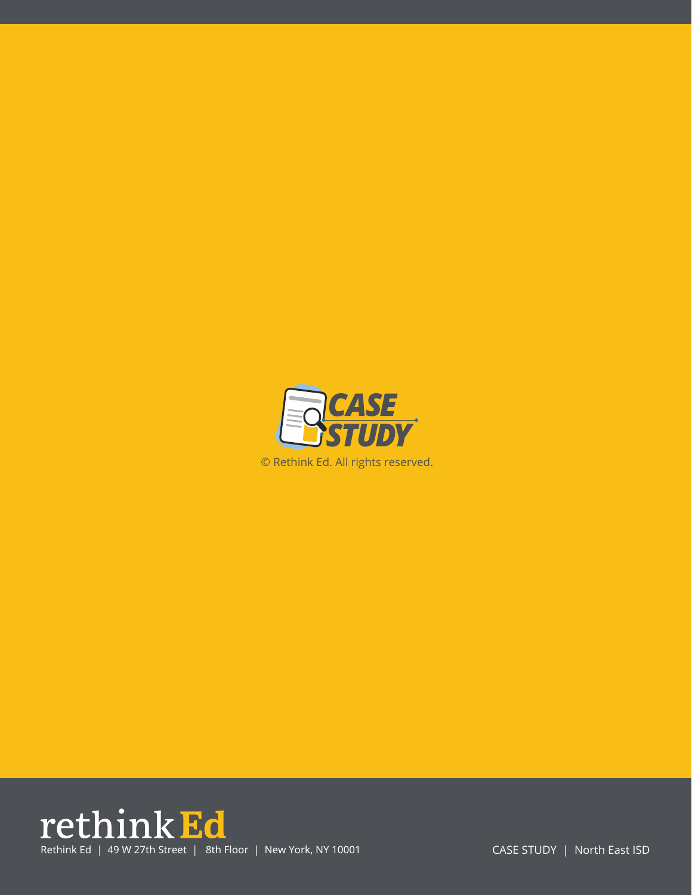CASE STUDY

© Rethink Ed. All rights reserved.

rethink Ed

Rethink Ed | 49 W 27th Street | 8th Floor | New York, NY 10001

CASE STUDY | North East ISD